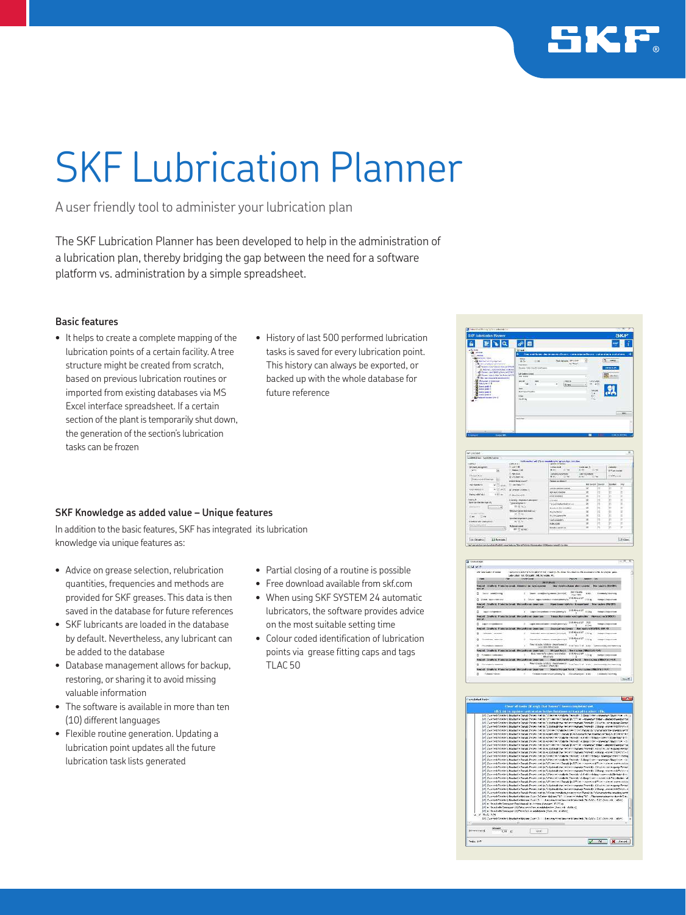# SKF Lubrication Planner

A user friendly tool to administer your lubrication plan

The SKF Lubrication Planner has been developed to help in the administration of a lubrication plan, thereby bridging the gap between the need for a software platform vs. administration by a simple spreadsheet.

### Basic features

- It helps to create a complete mapping of the lubrication points of a certain facility. A tree structure might be created from scratch, based on previous lubrication routines or imported from existing databases via MS Excel interface spreadsheet. If a certain section of the plant is temporarily shut down, the generation of the section's lubrication tasks can be frozen
- History of last 500 performed lubrication tasks is saved for every lubrication point. This history can always be exported, or backed up with the whole database for future reference

### SKF Knowledge as added value – Unique features

In addition to the basic features, SKF has integrated its lubrication knowledge via unique features as:

- Advice on grease selection, relubrication quantities, frequencies and methods are provided for SKF greases. This data is then saved in the database for future references
- SKF lubricants are loaded in the database by default. Nevertheless, any lubricant can be added to the database
- Database management allows for backup, restoring, or sharing it to avoid missing valuable information
- The software is available in more than ten (10) different languages
- Flexible routine generation. Updating a lubrication point updates all the future lubrication task lists generated
- Partial closing of a routine is possible
- Free download available from skf.com
- When using SKF SYSTEM 24 automatic lubricators, the software provides advice on the most suitable setting time
- Colour coded identification of lubrication points via grease fitting caps and tags TLAC 50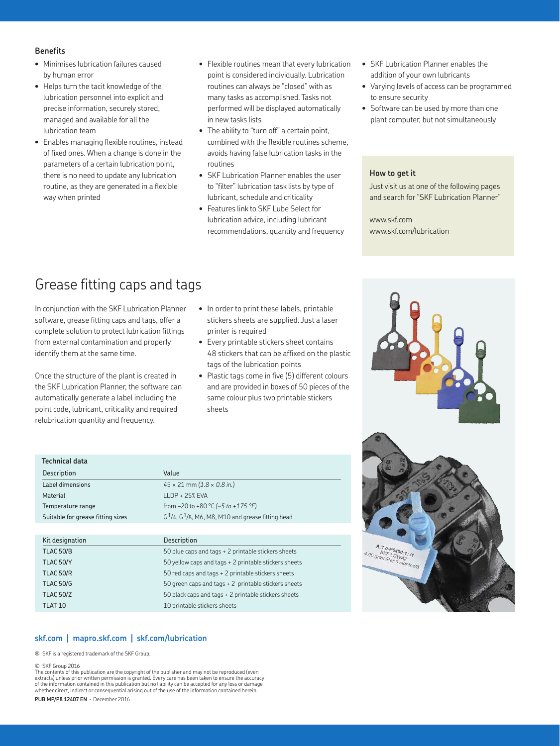### Benefits

- Minimises lubrication failures caused by human error
- Helps turn the tacit knowledge of the lubrication personnel into explicit and precise information, securely stored, managed and available for all the lubrication team
- Enables managing flexible routines, instead of fixed ones. When a change is done in the parameters of a certain lubrication point, there is no need to update any lubrication routine, as they are generated in a flexible way when printed
- Flexible routines mean that every lubrication point is considered individually. Lubrication routines can always be "closed" with as many tasks as accomplished. Tasks not performed will be displayed automatically in new tasks lists
- The ability to "turn off" a certain point, combined with the flexible routines scheme, avoids having false lubrication tasks in the routines
- SKF Lubrication Planner enables the user to "filter" lubrication task lists by type of lubricant, schedule and criticality
- Features link to SKF Lube Select for lubrication advice, including lubricant recommendations, quantity and frequency
- SKF Lubrication Planner enables the addition of your own lubricants
- Varying levels of access can be programmed to ensure security
- Software can be used by more than one plant computer, but not simultaneously

### How to get it

Just visit us at one of the following pages and search for "SKF Lubrication Planner"

www.skf.com
www.skf.com/lubrication

## Grease fitting caps and tags

In conjunction with the SKF Lubrication Planner software, grease fitting caps and tags, offer a complete solution to protect lubrication fittings from external contamination and properly identify them at the same time.

Once the structure of the plant is created in the SKF Lubrication Planner, the software can automatically generate a label including the point code, lubricant, criticality and required relubrication quantity and frequency.

- In order to print these labels, printable stickers sheets are supplied. Just a laser printer is required
- Every printable stickers sheet contains 48 stickers that can be affixed on the plastic tags of the lubrication points
- Plastic tags come in five (5) different colours and are provided in boxes of 50 pieces of the same colour plus two printable stickers sheets

**Technical data**

| Description | Value |
|---|---|
| Label dimensions | 45 × 21 mm *(1.8 × 0.8 in.)* |
| Material | LLDP + 25% EVA |
| Temperature range | from –20 to +80 °C *(–5 to +175 °F)* |
| Suitable for grease fitting sizes | G1/4, G1/8, M6, M8, M10 and grease fitting head |

| Kit designation | Description |
|---|---|
| TLAC 50/B | 50 blue caps and tags + 2 printable stickers sheets |
| TLAC 50/Y | 50 yellow caps and tags + 2 printable stickers sheets |
| TLAC 50/R | 50 red caps and tags + 2 printable stickers sheets |
| TLAC 50/G | 50 green caps and tags + 2 printable stickers sheets |
| TLAC 50/Z | 50 black caps and tags + 2 printable stickers sheets |
| TLAT 10 | 10 printable stickers sheets |

**skf.com | mapro.skf.com | skf.com/lubrication**

® SKF is a registered trademark of the SKF Group.

© SKF Group 2016
The contents of this publication are the copyright of the publisher and may not be reproduced (even extracts) unless prior written permission is granted. Every care has been taken to ensure the accuracy of the information contained in this publication but no liability can be accepted for any loss or damage whether direct, indirect or consequential arising out of the use of the information contained herein.

**PUB MP/P8 12407 EN** · December 2016